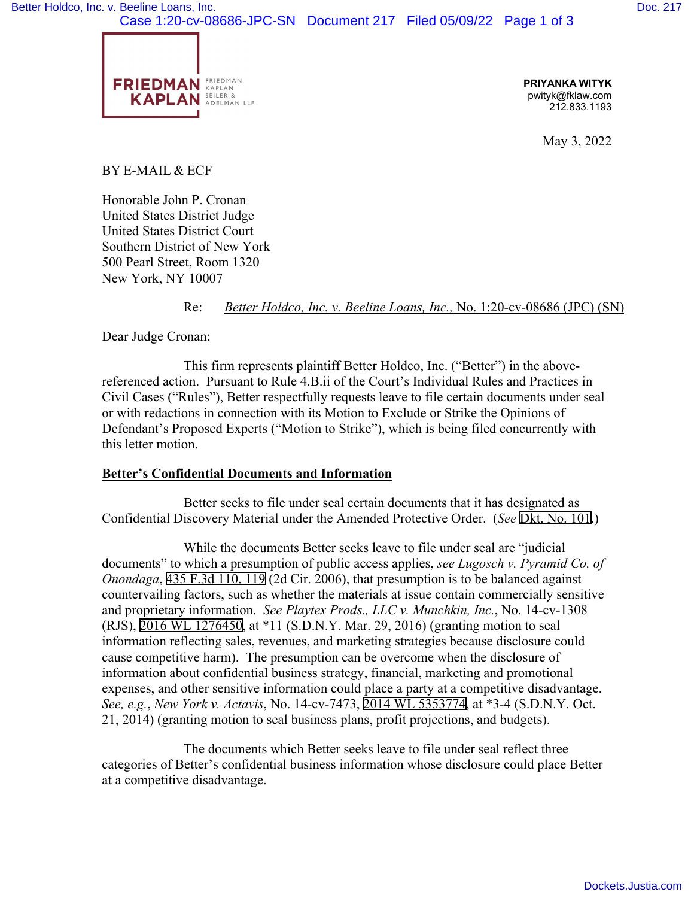**FRIEDMAN KAPLAN** FRIEDMAN KAPLAN SEILER & ADELMAN LLP

**PRIYANKA WITYK**
pwityk@fklaw.com
212.833.1193

May 3, 2022

BY E-MAIL & ECF

Honorable John P. Cronan
United States District Judge
United States District Court
Southern District of New York
500 Pearl Street, Room 1320
New York, NY 10007

Re: *Better Holdco, Inc. v. Beeline Loans, Inc.*, No. 1:20-cv-08686 (JPC) (SN)

Dear Judge Cronan:

This firm represents plaintiff Better Holdco, Inc. ("Better") in the above-referenced action. Pursuant to Rule 4.B.ii of the Court's Individual Rules and Practices in Civil Cases ("Rules"), Better respectfully requests leave to file certain documents under seal or with redactions in connection with its Motion to Exclude or Strike the Opinions of Defendant's Proposed Experts ("Motion to Strike"), which is being filed concurrently with this letter motion.

**Better's Confidential Documents and Information**

Better seeks to file under seal certain documents that it has designated as Confidential Discovery Material under the Amended Protective Order. (*See* Dkt. No. 101.)

While the documents Better seeks leave to file under seal are "judicial documents" to which a presumption of public access applies, *see Lugosch v. Pyramid Co. of Onondaga*, 435 F.3d 110, 119 (2d Cir. 2006), that presumption is to be balanced against countervailing factors, such as whether the materials at issue contain commercially sensitive and proprietary information. *See Playtex Prods., LLC v. Munchkin, Inc.*, No. 14-cv-1308 (RJS), 2016 WL 1276450, at *11 (S.D.N.Y. Mar. 29, 2016) (granting motion to seal information reflecting sales, revenues, and marketing strategies because disclosure could cause competitive harm). The presumption can be overcome when the disclosure of information about confidential business strategy, financial, marketing and promotional expenses, and other sensitive information could place a party at a competitive disadvantage. *See, e.g.*, *New York v. Actavis*, No. 14-cv-7473, 2014 WL 5353774, at *3-4 (S.D.N.Y. Oct. 21, 2014) (granting motion to seal business plans, profit projections, and budgets).

The documents which Better seeks leave to file under seal reflect three categories of Better's confidential business information whose disclosure could place Better at a competitive disadvantage.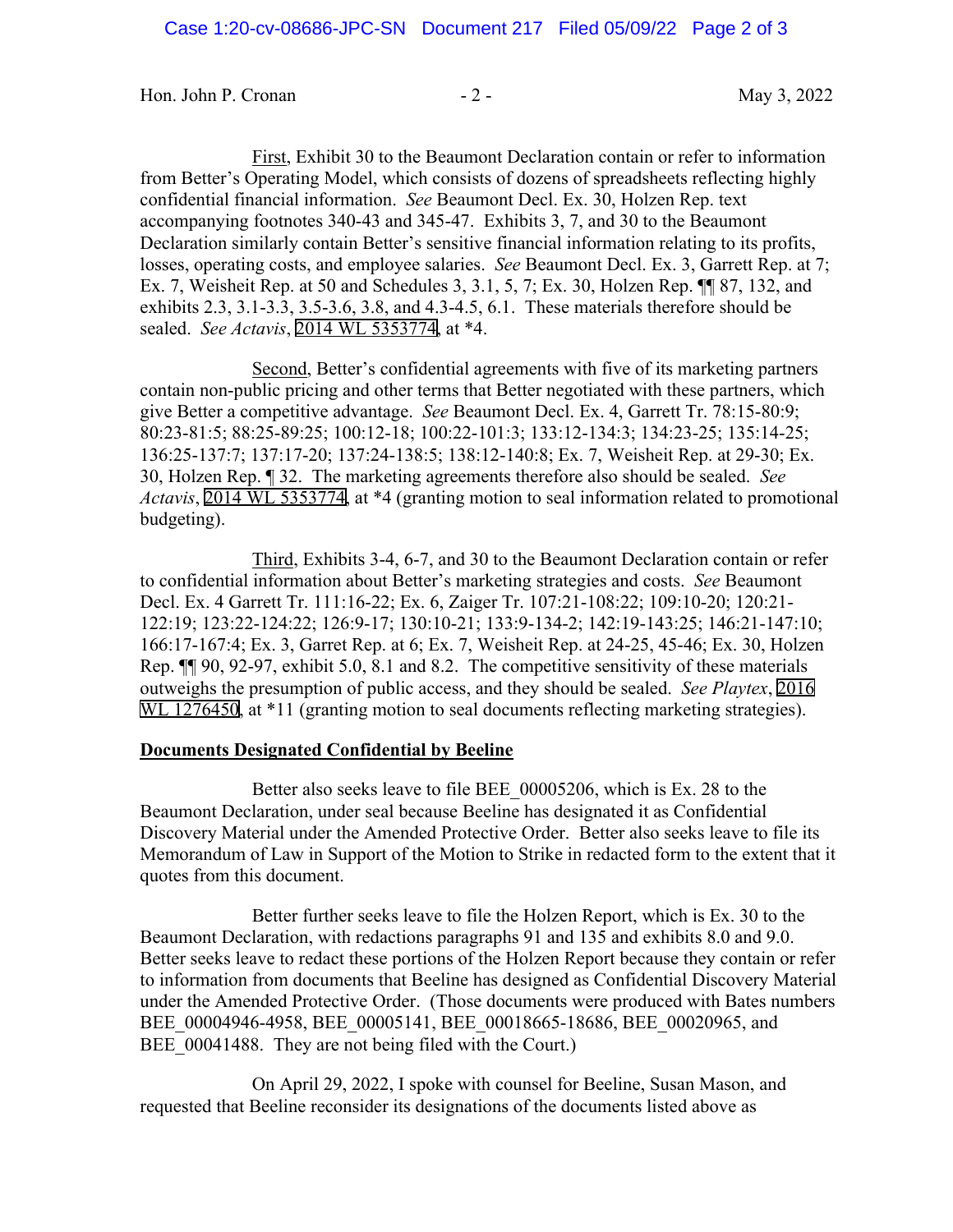Hon. John P. Cronan - 2 - May 3, 2022

First, Exhibit 30 to the Beaumont Declaration contain or refer to information from Better's Operating Model, which consists of dozens of spreadsheets reflecting highly confidential financial information. *See* Beaumont Decl. Ex. 30, Holzen Rep. text accompanying footnotes 340-43 and 345-47. Exhibits 3, 7, and 30 to the Beaumont Declaration similarly contain Better's sensitive financial information relating to its profits, losses, operating costs, and employee salaries. *See* Beaumont Decl. Ex. 3, Garrett Rep. at 7; Ex. 7, Weisheit Rep. at 50 and Schedules 3, 3.1, 5, 7; Ex. 30, Holzen Rep. ¶¶ 87, 132, and exhibits 2.3, 3.1-3.3, 3.5-3.6, 3.8, and 4.3-4.5, 6.1. These materials therefore should be sealed. *See Actavis*, 2014 WL 5353774, at *4.

Second, Better's confidential agreements with five of its marketing partners contain non-public pricing and other terms that Better negotiated with these partners, which give Better a competitive advantage. *See* Beaumont Decl. Ex. 4, Garrett Tr. 78:15-80:9; 80:23-81:5; 88:25-89:25; 100:12-18; 100:22-101:3; 133:12-134:3; 134:23-25; 135:14-25; 136:25-137:7; 137:17-20; 137:24-138:5; 138:12-140:8; Ex. 7, Weisheit Rep. at 29-30; Ex. 30, Holzen Rep. ¶ 32. The marketing agreements therefore also should be sealed. *See Actavis*, 2014 WL 5353774, at *4 (granting motion to seal information related to promotional budgeting).

Third, Exhibits 3-4, 6-7, and 30 to the Beaumont Declaration contain or refer to confidential information about Better's marketing strategies and costs. *See* Beaumont Decl. Ex. 4 Garrett Tr. 111:16-22; Ex. 6, Zaiger Tr. 107:21-108:22; 109:10-20; 120:21-122:19; 123:22-124:22; 126:9-17; 130:10-21; 133:9-134-2; 142:19-143:25; 146:21-147:10; 166:17-167:4; Ex. 3, Garret Rep. at 6; Ex. 7, Weisheit Rep. at 24-25, 45-46; Ex. 30, Holzen Rep. ¶¶ 90, 92-97, exhibit 5.0, 8.1 and 8.2. The competitive sensitivity of these materials outweighs the presumption of public access, and they should be sealed. *See Playtex*, 2016 WL 1276450, at *11 (granting motion to seal documents reflecting marketing strategies).

**Documents Designated Confidential by Beeline**

Better also seeks leave to file BEE_00005206, which is Ex. 28 to the Beaumont Declaration, under seal because Beeline has designated it as Confidential Discovery Material under the Amended Protective Order. Better also seeks leave to file its Memorandum of Law in Support of the Motion to Strike in redacted form to the extent that it quotes from this document.

Better further seeks leave to file the Holzen Report, which is Ex. 30 to the Beaumont Declaration, with redactions paragraphs 91 and 135 and exhibits 8.0 and 9.0. Better seeks leave to redact these portions of the Holzen Report because they contain or refer to information from documents that Beeline has designed as Confidential Discovery Material under the Amended Protective Order. (Those documents were produced with Bates numbers BEE_00004946-4958, BEE_00005141, BEE_00018665-18686, BEE_00020965, and BEE_00041488. They are not being filed with the Court.)

On April 29, 2022, I spoke with counsel for Beeline, Susan Mason, and requested that Beeline reconsider its designations of the documents listed above as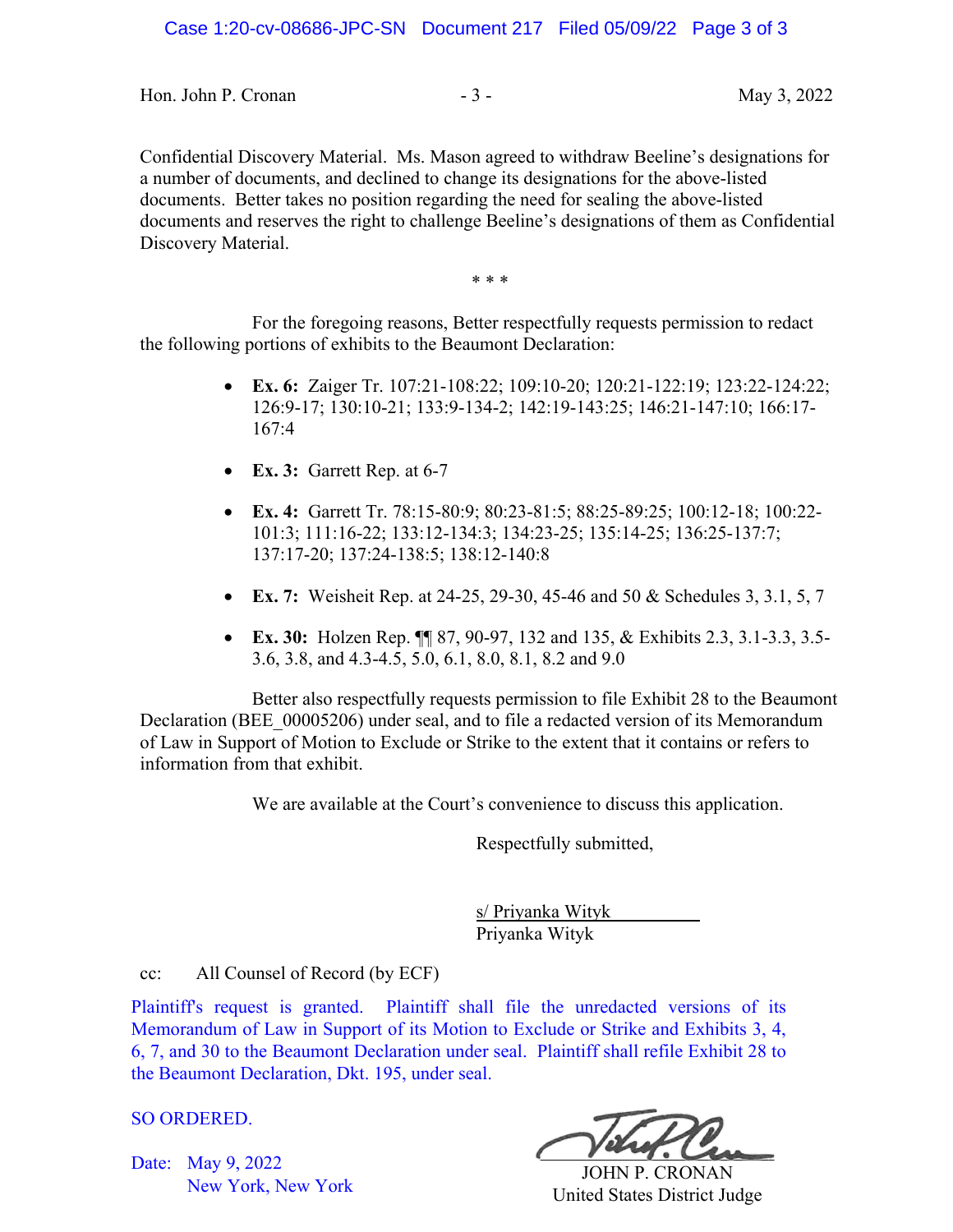Confidential Discovery Material. Ms. Mason agreed to withdraw Beeline's designations for a number of documents, and declined to change its designations for the above-listed documents. Better takes no position regarding the need for sealing the above-listed documents and reserves the right to challenge Beeline's designations of them as Confidential Discovery Material.

\* \* \*

For the foregoing reasons, Better respectfully requests permission to redact the following portions of exhibits to the Beaumont Declaration:

- **Ex. 6:** Zaiger Tr. 107:21-108:22; 109:10-20; 120:21-122:19; 123:22-124:22; 126:9-17; 130:10-21; 133:9-134-2; 142:19-143:25; 146:21-147:10; 166:17-167:4

- **Ex. 3:** Garrett Rep. at 6-7

- **Ex. 4:** Garrett Tr. 78:15-80:9; 80:23-81:5; 88:25-89:25; 100:12-18; 100:22-101:3; 111:16-22; 133:12-134:3; 134:23-25; 135:14-25; 136:25-137:7; 137:17-20; 137:24-138:5; 138:12-140:8

- **Ex. 7:** Weisheit Rep. at 24-25, 29-30, 45-46 and 50 & Schedules 3, 3.1, 5, 7

- **Ex. 30:** Holzen Rep. ¶¶ 87, 90-97, 132 and 135, & Exhibits 2.3, 3.1-3.3, 3.5-3.6, 3.8, and 4.3-4.5, 5.0, 6.1, 8.0, 8.1, 8.2 and 9.0

Better also respectfully requests permission to file Exhibit 28 to the Beaumont Declaration (BEE_00005206) under seal, and to file a redacted version of its Memorandum of Law in Support of Motion to Exclude or Strike to the extent that it contains or refers to information from that exhibit.

We are available at the Court's convenience to discuss this application.

Respectfully submitted,

s/ Priyanka Wityk
Priyanka Wityk

cc: All Counsel of Record (by ECF)

Plaintiff's request is granted. Plaintiff shall file the unredacted versions of its Memorandum of Law in Support of its Motion to Exclude or Strike and Exhibits 3, 4, 6, 7, and 30 to the Beaumont Declaration under seal. Plaintiff shall refile Exhibit 28 to the Beaumont Declaration, Dkt. 195, under seal.

SO ORDERED.

Date: May 9, 2022
New York, New York

JOHN P. CRONAN
United States District Judge